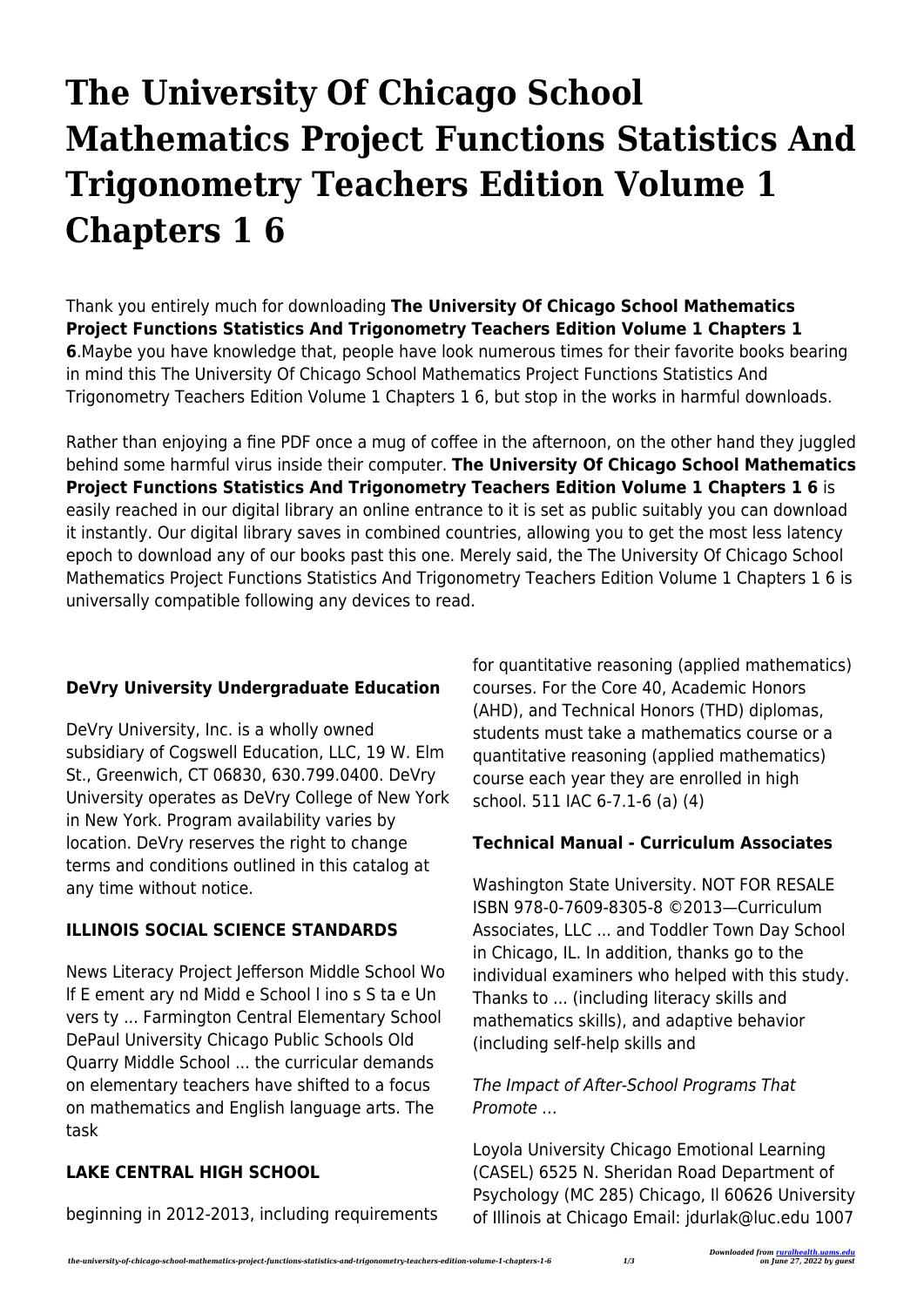# The University Of Chicago School Mathematics Project Functions Statistics And Trigonometry Teachers Edition Volume 1 Chapters 1 6

Thank you entirely much for downloading **The University Of Chicago School Mathematics Project Functions Statistics And Trigonometry Teachers Edition Volume 1 Chapters 1 6**.Maybe you have knowledge that, people have look numerous times for their favorite books bearing in mind this The University Of Chicago School Mathematics Project Functions Statistics And Trigonometry Teachers Edition Volume 1 Chapters 1 6, but stop in the works in harmful downloads.

Rather than enjoying a fine PDF once a mug of coffee in the afternoon, on the other hand they juggled behind some harmful virus inside their computer. **The University Of Chicago School Mathematics Project Functions Statistics And Trigonometry Teachers Edition Volume 1 Chapters 1 6** is easily reached in our digital library an online entrance to it is set as public suitably you can download it instantly. Our digital library saves in combined countries, allowing you to get the most less latency epoch to download any of our books past this one. Merely said, the The University Of Chicago School Mathematics Project Functions Statistics And Trigonometry Teachers Edition Volume 1 Chapters 1 6 is universally compatible following any devices to read.

### DeVry University Undergraduate Education

DeVry University, Inc. is a wholly owned subsidiary of Cogswell Education, LLC, 19 W. Elm St., Greenwich, CT 06830, 630.799.0400. DeVry University operates as DeVry College of New York in New York. Program availability varies by location. DeVry reserves the right to change terms and conditions outlined in this catalog at any time without notice.

### ILLINOIS SOCIAL SCIENCE STANDARDS

News Literacy Project Jefferson Middle School Wo lf E ement ary nd Midd e School l ino s S ta e Un vers ty ... Farmington Central Elementary School DePaul University Chicago Public Schools Old Quarry Middle School ... the curricular demands on elementary teachers have shifted to a focus on mathematics and English language arts. The task

### LAKE CENTRAL HIGH SCHOOL

beginning in 2012-2013, including requirements for quantitative reasoning (applied mathematics) courses. For the Core 40, Academic Honors (AHD), and Technical Honors (THD) diplomas, students must take a mathematics course or a quantitative reasoning (applied mathematics) course each year they are enrolled in high school. 511 IAC 6-7.1-6 (a) (4)

### Technical Manual - Curriculum Associates

Washington State University. NOT FOR RESALE ISBN 978-0-7609-8305-8 ©2013—Curriculum Associates, LLC ... and Toddler Town Day School in Chicago, IL. In addition, thanks go to the individual examiners who helped with this study. Thanks to ... (including literacy skills and mathematics skills), and adaptive behavior (including self-help skills and

*The Impact of After-School Programs That Promote …*

Loyola University Chicago Emotional Learning (CASEL) 6525 N. Sheridan Road Department of Psychology (MC 285) Chicago, Il 60626 University of Illinois at Chicago Email: jdurlak@luc.edu 1007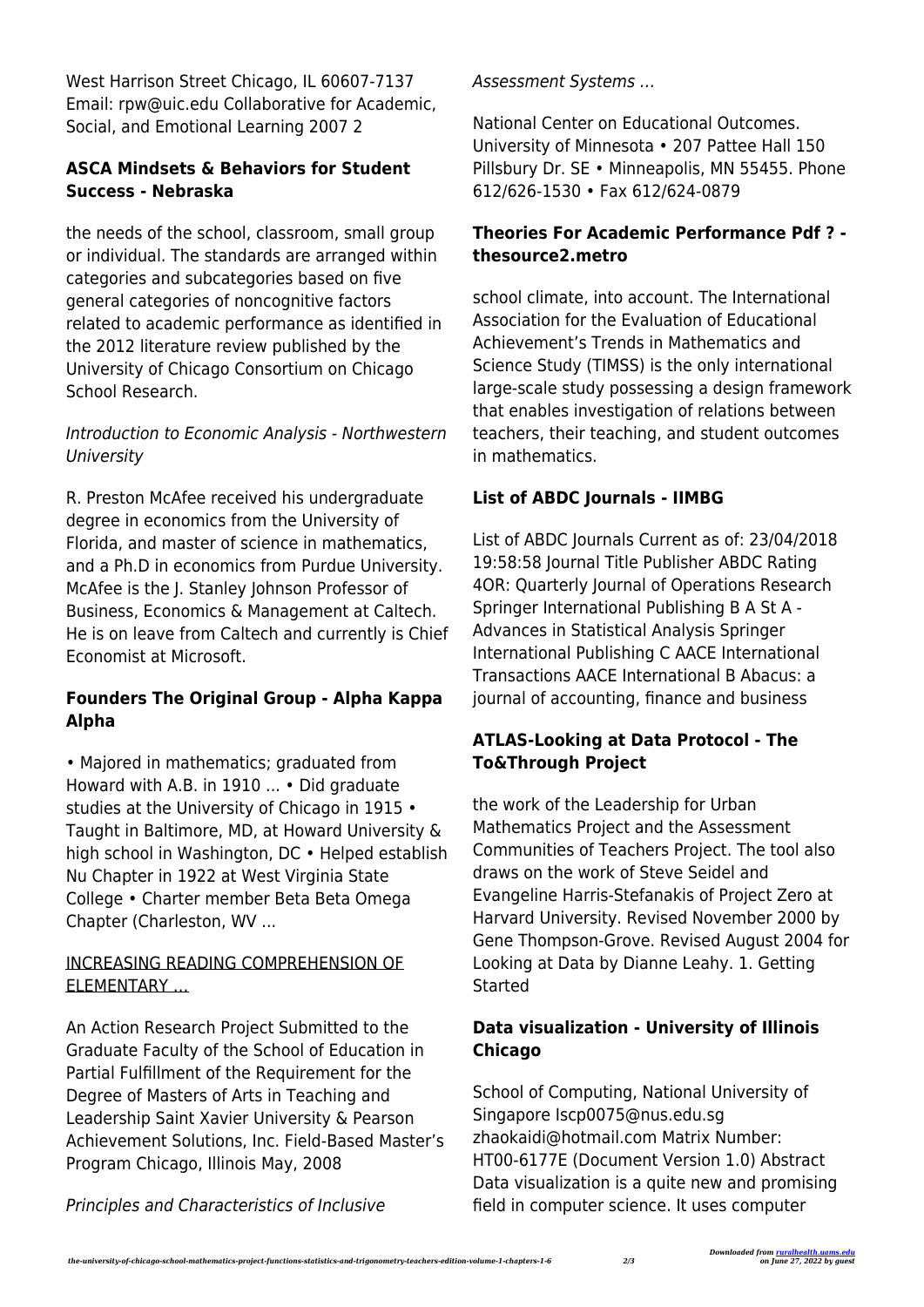West Harrison Street Chicago, IL 60607-7137 Email: rpw@uic.edu Collaborative for Academic, Social, and Emotional Learning 2007 2

**ASCA Mindsets & Behaviors for Student Success - Nebraska**

the needs of the school, classroom, small group or individual. The standards are arranged within categories and subcategories based on five general categories of noncognitive factors related to academic performance as identified in the 2012 literature review published by the University of Chicago Consortium on Chicago School Research.

*Introduction to Economic Analysis - Northwestern University*

R. Preston McAfee received his undergraduate degree in economics from the University of Florida, and master of science in mathematics, and a Ph.D in economics from Purdue University. McAfee is the J. Stanley Johnson Professor of Business, Economics & Management at Caltech. He is on leave from Caltech and currently is Chief Economist at Microsoft.

**Founders The Original Group - Alpha Kappa Alpha**

• Majored in mathematics; graduated from Howard with A.B. in 1910 ... • Did graduate studies at the University of Chicago in 1915 • Taught in Baltimore, MD, at Howard University & high school in Washington, DC • Helped establish Nu Chapter in 1922 at West Virginia State College • Charter member Beta Beta Omega Chapter (Charleston, WV ...

INCREASING READING COMPREHENSION OF ELEMENTARY ...

An Action Research Project Submitted to the Graduate Faculty of the School of Education in Partial Fulfillment of the Requirement for the Degree of Masters of Arts in Teaching and Leadership Saint Xavier University & Pearson Achievement Solutions, Inc. Field-Based Master's Program Chicago, Illinois May, 2008

*Principles and Characteristics of Inclusive Assessment Systems ...*

National Center on Educational Outcomes. University of Minnesota • 207 Pattee Hall 150 Pillsbury Dr. SE • Minneapolis, MN 55455. Phone 612/626-1530 • Fax 612/624-0879

**Theories For Academic Performance Pdf ? - thesource2.metro**

school climate, into account. The International Association for the Evaluation of Educational Achievement's Trends in Mathematics and Science Study (TIMSS) is the only international large-scale study possessing a design framework that enables investigation of relations between teachers, their teaching, and student outcomes in mathematics.

**List of ABDC Journals - IIMBG**

List of ABDC Journals Current as of: 23/04/2018 19:58:58 Journal Title Publisher ABDC Rating 4OR: Quarterly Journal of Operations Research Springer International Publishing B A St A - Advances in Statistical Analysis Springer International Publishing C AACE International Transactions AACE International B Abacus: a journal of accounting, finance and business

**ATLAS-Looking at Data Protocol - The To&Through Project**

the work of the Leadership for Urban Mathematics Project and the Assessment Communities of Teachers Project. The tool also draws on the work of Steve Seidel and Evangeline Harris-Stefanakis of Project Zero at Harvard University. Revised November 2000 by Gene Thompson-Grove. Revised August 2004 for Looking at Data by Dianne Leahy. 1. Getting Started

**Data visualization - University of Illinois Chicago**

School of Computing, National University of Singapore Iscp0075@nus.edu.sg zhaokaidi@hotmail.com Matrix Number: HT00-6177E (Document Version 1.0) Abstract Data visualization is a quite new and promising field in computer science. It uses computer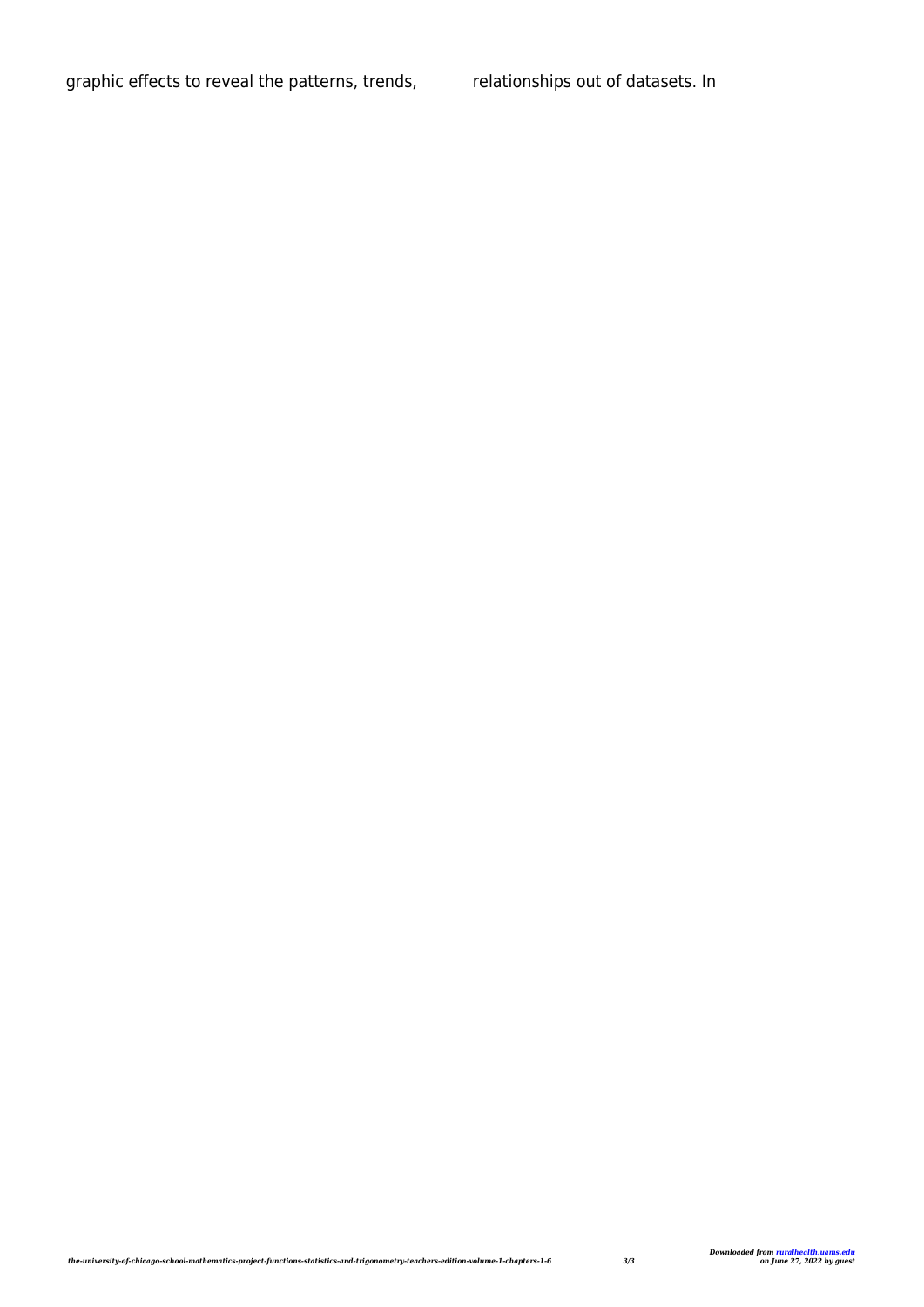graphic effects to reveal the patterns, trends, relationships out of datasets. In